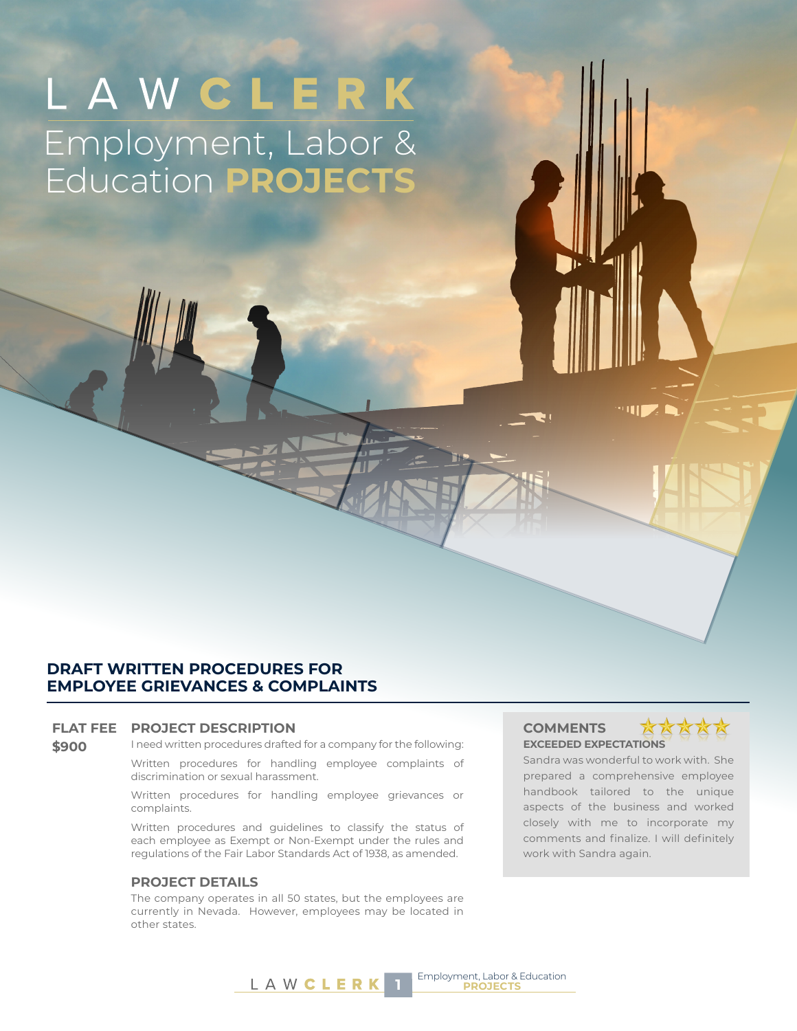# LAW CLERK

## Employment, Labor & Education PROJECTS

### DRAFT WRITTEN PROCEDURES FOR EMPLOYEE GRIEVANCES & COMPLAINTS

**FLAT FEE**

**$900**

**PROJECT DESCRIPTION**

I need written procedures drafted for a company for the following:

Written procedures for handling employee complaints of discrimination or sexual harassment.

Written procedures for handling employee grievances or complaints.

Written procedures and guidelines to classify the status of each employee as Exempt or Non-Exempt under the rules and regulations of the Fair Labor Standards Act of 1938, as amended.

**PROJECT DETAILS**

The company operates in all 50 states, but the employees are currently in Nevada. However, employees may be located in other states.

**COMMENTS** ★★★★★

**EXCEEDED EXPECTATIONS**

Sandra was wonderful to work with. She prepared a comprehensive employee handbook tailored to the unique aspects of the business and worked closely with me to incorporate my comments and finalize. I will definitely work with Sandra again.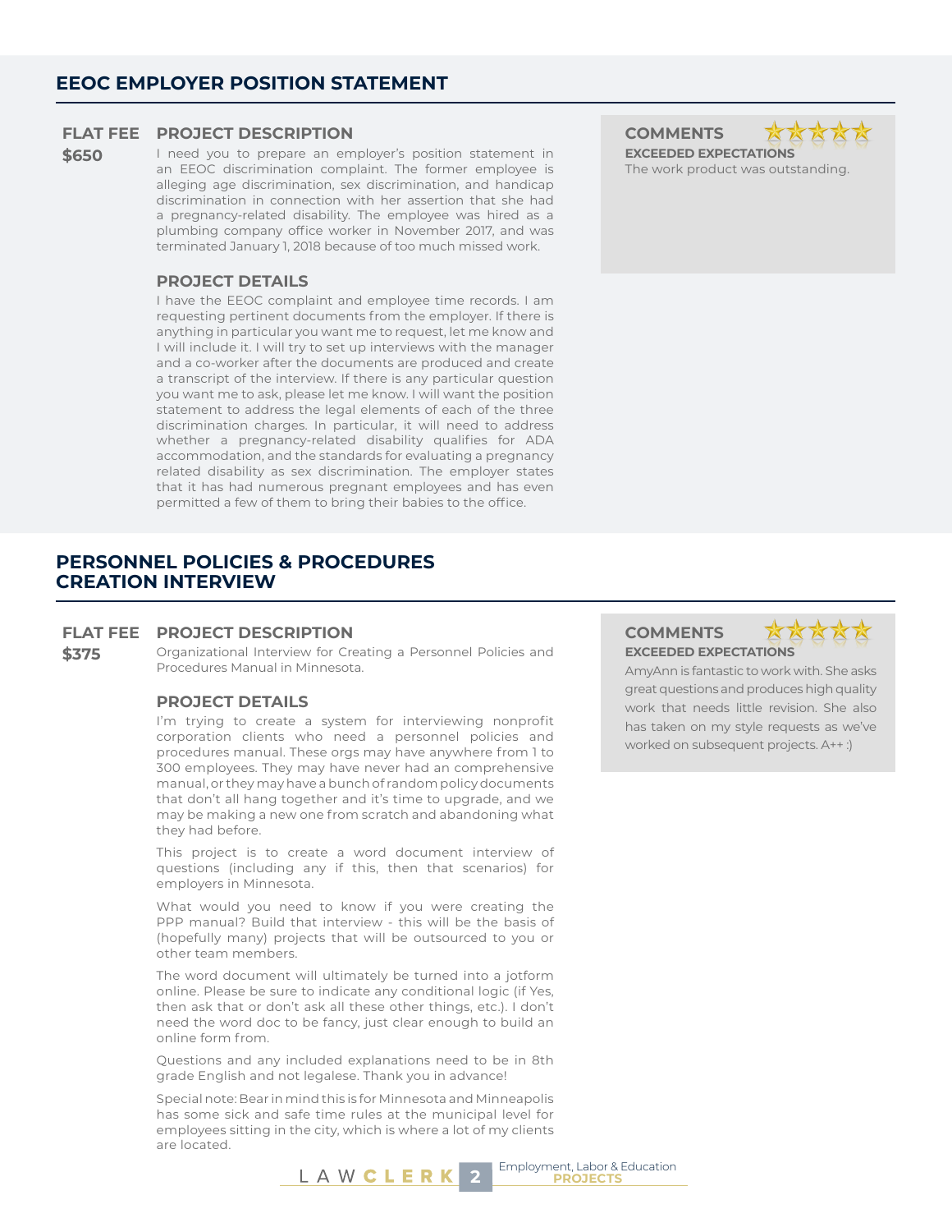## EEOC EMPLOYER POSITION STATEMENT

**FLAT FEE**
**$650**

### PROJECT DESCRIPTION

I need you to prepare an employer's position statement in an EEOC discrimination complaint. The former employee is alleging age discrimination, sex discrimination, and handicap discrimination in connection with her assertion that she had a pregnancy-related disability. The employee was hired as a plumbing company office worker in November 2017, and was terminated January 1, 2018 because of too much missed work.

### PROJECT DETAILS

I have the EEOC complaint and employee time records. I am requesting pertinent documents from the employer. If there is anything in particular you want me to request, let me know and I will include it. I will try to set up interviews with the manager and a co-worker after the documents are produced and create a transcript of the interview. If there is any particular question you want me to ask, please let me know. I will want the position statement to address the legal elements of each of the three discrimination charges. In particular, it will need to address whether a pregnancy-related disability qualifies for ADA accommodation, and the standards for evaluating a pregnancy related disability as sex discrimination. The employer states that it has had numerous pregnant employees and has even permitted a few of them to bring their babies to the office.

### COMMENTS

★★★★★

**EXCEEDED EXPECTATIONS**

The work product was outstanding.

## PERSONNEL POLICIES & PROCEDURES CREATION INTERVIEW

**FLAT FEE**
**$375**

### PROJECT DESCRIPTION

Organizational Interview for Creating a Personnel Policies and Procedures Manual in Minnesota.

### PROJECT DETAILS

I'm trying to create a system for interviewing nonprofit corporation clients who need a personnel policies and procedures manual. These orgs may have anywhere from 1 to 300 employees. They may have never had an comprehensive manual, or they may have a bunch of random policy documents that don't all hang together and it's time to upgrade, and we may be making a new one from scratch and abandoning what they had before.

This project is to create a word document interview of questions (including any if this, then that scenarios) for employers in Minnesota.

What would you need to know if you were creating the PPP manual? Build that interview - this will be the basis of (hopefully many) projects that will be outsourced to you or other team members.

The word document will ultimately be turned into a jotform online. Please be sure to indicate any conditional logic (if Yes, then ask that or don't ask all these other things, etc.). I don't need the word doc to be fancy, just clear enough to build an online form from.

Questions and any included explanations need to be in 8th grade English and not legalese. Thank you in advance!

Special note: Bear in mind this is for Minnesota and Minneapolis has some sick and safe time rules at the municipal level for employees sitting in the city, which is where a lot of my clients are located.

### COMMENTS

★★★★★

**EXCEEDED EXPECTATIONS**

AmyAnn is fantastic to work with. She asks great questions and produces high quality work that needs little revision. She also has taken on my style requests as we've worked on subsequent projects. A++ :)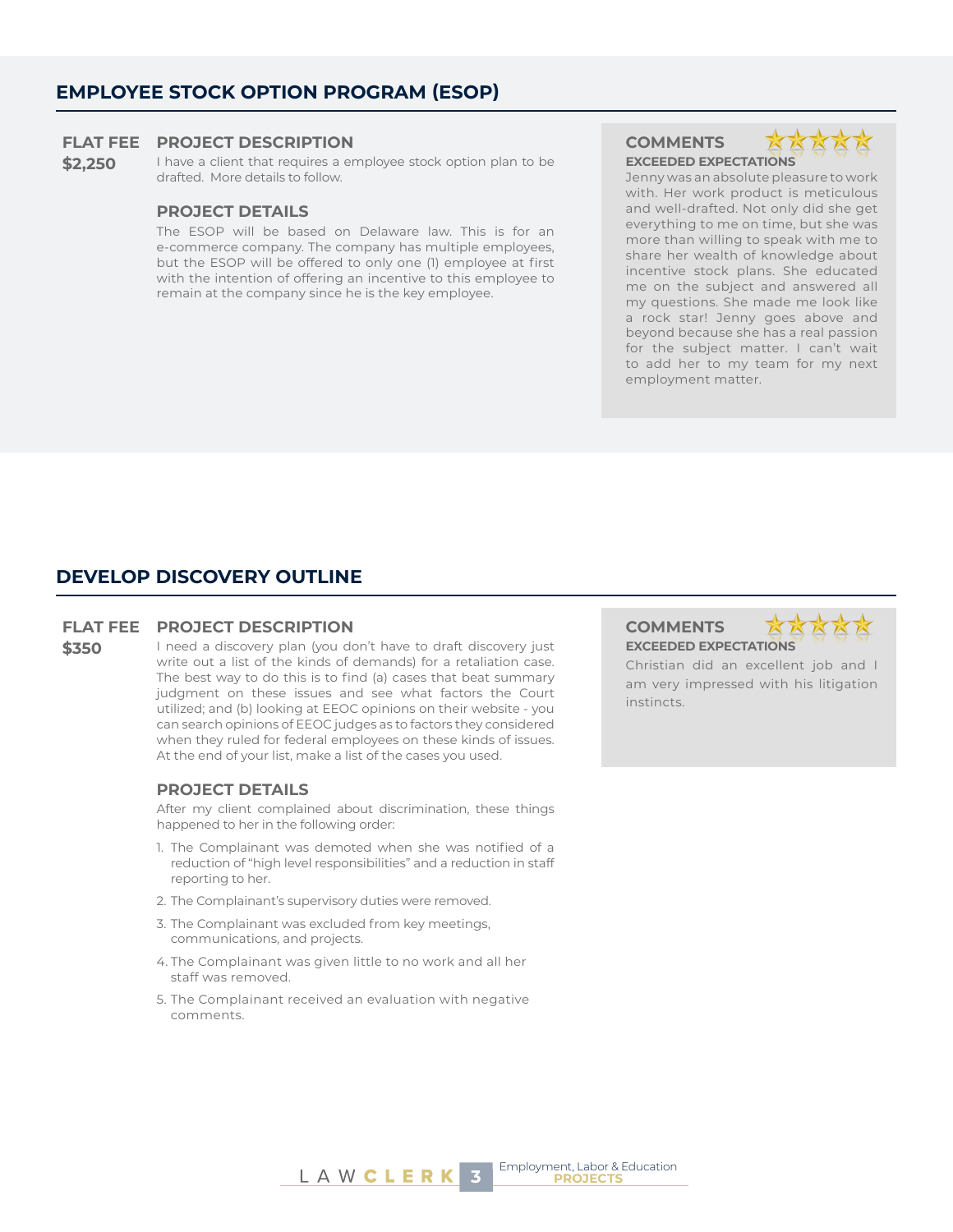## EMPLOYEE STOCK OPTION PROGRAM (ESOP)

**FLAT FEE**
**$2,250**

### PROJECT DESCRIPTION

I have a client that requires a employee stock option plan to be drafted. More details to follow.

### PROJECT DETAILS

The ESOP will be based on Delaware law. This is for an e-commerce company. The company has multiple employees, but the ESOP will be offered to only one (1) employee at first with the intention of offering an incentive to this employee to remain at the company since he is the key employee.

### COMMENTS

**EXCEEDED EXPECTATIONS**

Jenny was an absolute pleasure to work with. Her work product is meticulous and well-drafted. Not only did she get everything to me on time, but she was more than willing to speak with me to share her wealth of knowledge about incentive stock plans. She educated me on the subject and answered all my questions. She made me look like a rock star! Jenny goes above and beyond because she has a real passion for the subject matter. I can't wait to add her to my team for my next employment matter.

## DEVELOP DISCOVERY OUTLINE

**FLAT FEE**
**$350**

### PROJECT DESCRIPTION

I need a discovery plan (you don't have to draft discovery just write out a list of the kinds of demands) for a retaliation case. The best way to do this is to find (a) cases that beat summary judgment on these issues and see what factors the Court utilized; and (b) looking at EEOC opinions on their website - you can search opinions of EEOC judges as to factors they considered when they ruled for federal employees on these kinds of issues. At the end of your list, make a list of the cases you used.

### PROJECT DETAILS

After my client complained about discrimination, these things happened to her in the following order:

1. The Complainant was demoted when she was notified of a reduction of "high level responsibilities" and a reduction in staff reporting to her.
2. The Complainant's supervisory duties were removed.
3. The Complainant was excluded from key meetings, communications, and projects.
4. The Complainant was given little to no work and all her staff was removed.
5. The Complainant received an evaluation with negative comments.

### COMMENTS

**EXCEEDED EXPECTATIONS**

Christian did an excellent job and I am very impressed with his litigation instincts.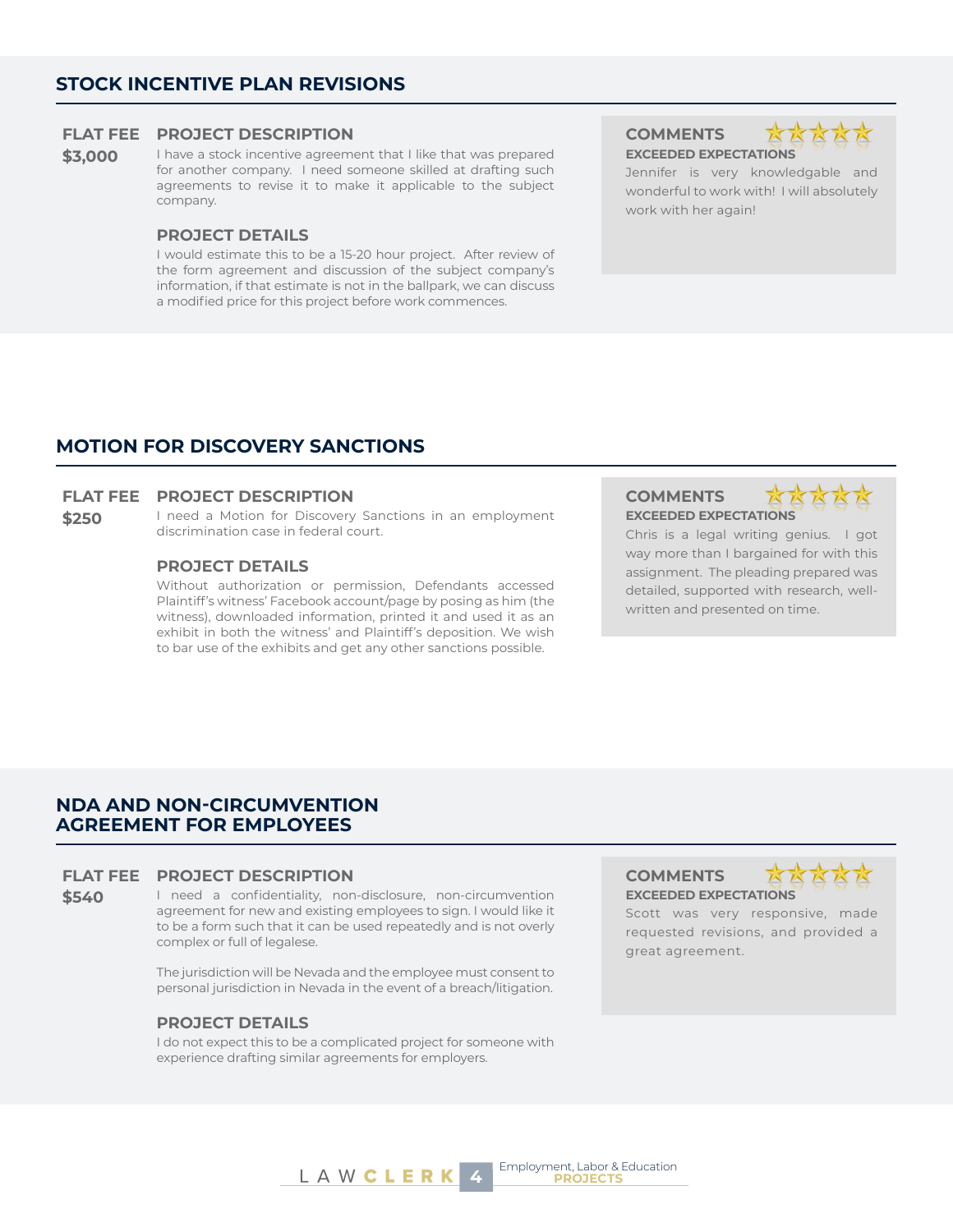## STOCK INCENTIVE PLAN REVISIONS

**FLAT FEE**

**$3,000**

### PROJECT DESCRIPTION

I have a stock incentive agreement that I like that was prepared for another company. I need someone skilled at drafting such agreements to revise it to make it applicable to the subject company.

### PROJECT DETAILS

I would estimate this to be a 15-20 hour project. After review of the form agreement and discussion of the subject company's information, if that estimate is not in the ballpark, we can discuss a modified price for this project before work commences.

### COMMENTS

**EXCEEDED EXPECTATIONS**

Jennifer is very knowledgable and wonderful to work with! I will absolutely work with her again!

## MOTION FOR DISCOVERY SANCTIONS

**FLAT FEE**

**$250**

### PROJECT DESCRIPTION

I need a Motion for Discovery Sanctions in an employment discrimination case in federal court.

### PROJECT DETAILS

Without authorization or permission, Defendants accessed Plaintiff's witness' Facebook account/page by posing as him (the witness), downloaded information, printed it and used it as an exhibit in both the witness' and Plaintiff's deposition. We wish to bar use of the exhibits and get any other sanctions possible.

### COMMENTS

**EXCEEDED EXPECTATIONS**

Chris is a legal writing genius. I got way more than I bargained for with this assignment. The pleading prepared was detailed, supported with research, well-written and presented on time.

## NDA AND NON-CIRCUMVENTION AGREEMENT FOR EMPLOYEES

**FLAT FEE**

**$540**

### PROJECT DESCRIPTION

I need a confidentiality, non-disclosure, non-circumvention agreement for new and existing employees to sign. I would like it to be a form such that it can be used repeatedly and is not overly complex or full of legalese.

The jurisdiction will be Nevada and the employee must consent to personal jurisdiction in Nevada in the event of a breach/litigation.

### PROJECT DETAILS

I do not expect this to be a complicated project for someone with experience drafting similar agreements for employers.

### COMMENTS

**EXCEEDED EXPECTATIONS**

Scott was very responsive, made requested revisions, and provided a great agreement.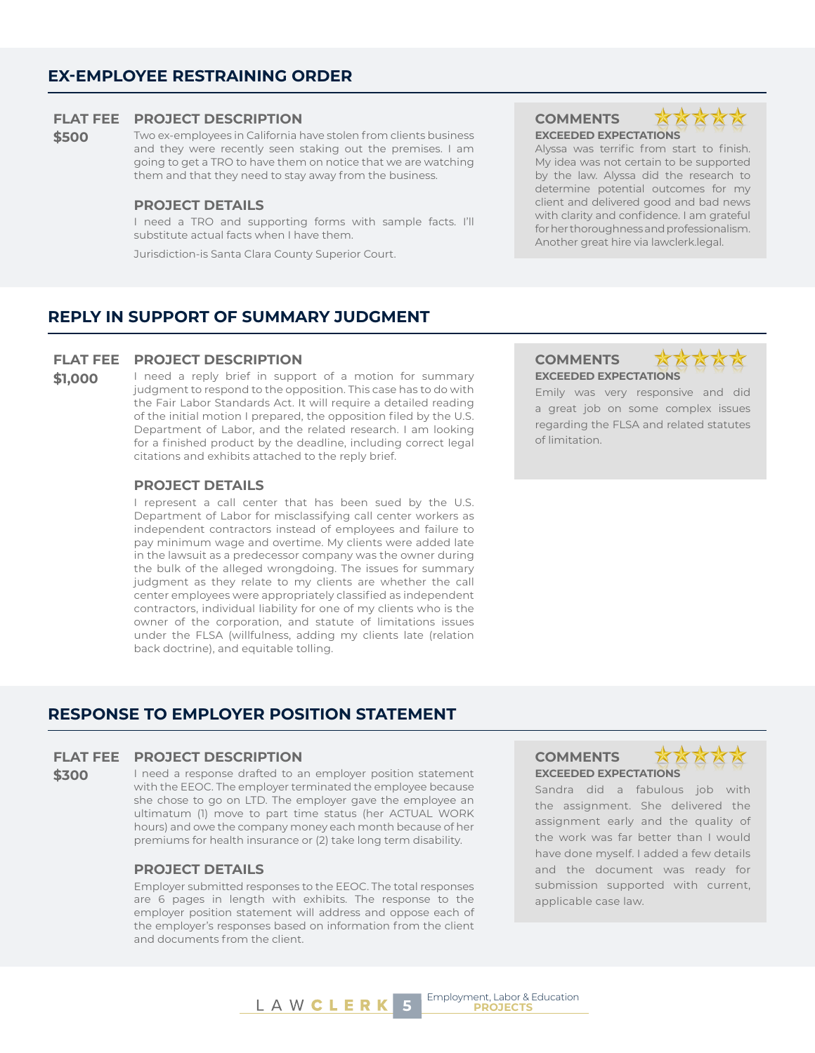## EX-EMPLOYEE RESTRAINING ORDER

**FLAT FEE**
**$500**

### PROJECT DESCRIPTION

Two ex-employees in California have stolen from clients business and they were recently seen staking out the premises. I am going to get a TRO to have them on notice that we are watching them and that they need to stay away from the business.

### PROJECT DETAILS

I need a TRO and supporting forms with sample facts. I'll substitute actual facts when I have them.

Jurisdiction-is Santa Clara County Superior Court.

### COMMENTS

**EXCEEDED EXPECTATIONS**

Alyssa was terrific from start to finish. My idea was not certain to be supported by the law. Alyssa did the research to determine potential outcomes for my client and delivered good and bad news with clarity and confidence. I am grateful for her thoroughness and professionalism. Another great hire via lawclerk.legal.

## REPLY IN SUPPORT OF SUMMARY JUDGMENT

**FLAT FEE**
**$1,000**

### PROJECT DESCRIPTION

I need a reply brief in support of a motion for summary judgment to respond to the opposition. This case has to do with the Fair Labor Standards Act. It will require a detailed reading of the initial motion I prepared, the opposition filed by the U.S. Department of Labor, and the related research. I am looking for a finished product by the deadline, including correct legal citations and exhibits attached to the reply brief.

### PROJECT DETAILS

I represent a call center that has been sued by the U.S. Department of Labor for misclassifying call center workers as independent contractors instead of employees and failure to pay minimum wage and overtime. My clients were added late in the lawsuit as a predecessor company was the owner during the bulk of the alleged wrongdoing. The issues for summary judgment as they relate to my clients are whether the call center employees were appropriately classified as independent contractors, individual liability for one of my clients who is the owner of the corporation, and statute of limitations issues under the FLSA (willfulness, adding my clients late (relation back doctrine), and equitable tolling.

### COMMENTS

**EXCEEDED EXPECTATIONS**

Emily was very responsive and did a great job on some complex issues regarding the FLSA and related statutes of limitation.

## RESPONSE TO EMPLOYER POSITION STATEMENT

**FLAT FEE**
**$300**

### PROJECT DESCRIPTION

I need a response drafted to an employer position statement with the EEOC. The employer terminated the employee because she chose to go on LTD. The employer gave the employee an ultimatum (1) move to part time status (her ACTUAL WORK hours) and owe the company money each month because of her premiums for health insurance or (2) take long term disability.

### PROJECT DETAILS

Employer submitted responses to the EEOC. The total responses are 6 pages in length with exhibits. The response to the employer position statement will address and oppose each of the employer's responses based on information from the client and documents from the client.

### COMMENTS

**EXCEEDED EXPECTATIONS**

Sandra did a fabulous job with the assignment. She delivered the assignment early and the quality of the work was far better than I would have done myself. I added a few details and the document was ready for submission supported with current, applicable case law.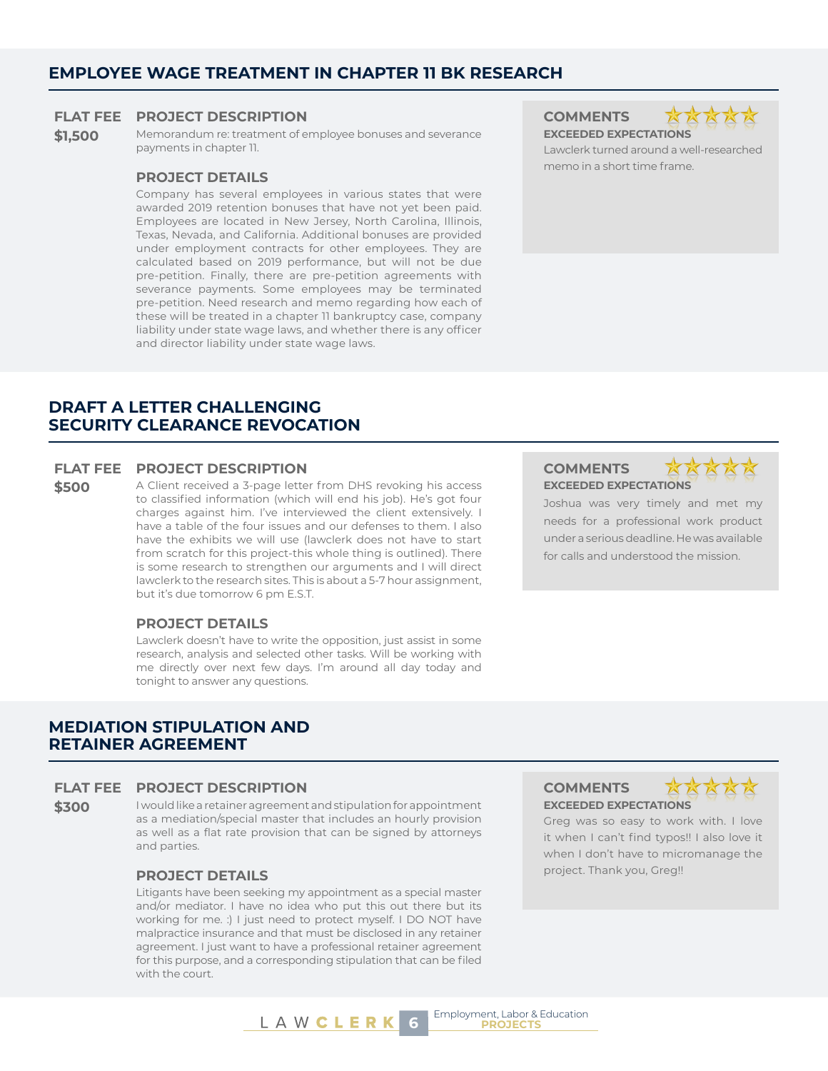## EMPLOYEE WAGE TREATMENT IN CHAPTER 11 BK RESEARCH

**FLAT FEE**
**$1,500**

### PROJECT DESCRIPTION

Memorandum re: treatment of employee bonuses and severance payments in chapter 11.

### PROJECT DETAILS

Company has several employees in various states that were awarded 2019 retention bonuses that have not yet been paid. Employees are located in New Jersey, North Carolina, Illinois, Texas, Nevada, and California. Additional bonuses are provided under employment contracts for other employees. They are calculated based on 2019 performance, but will not be due pre-petition. Finally, there are pre-petition agreements with severance payments. Some employees may be terminated pre-petition. Need research and memo regarding how each of these will be treated in a chapter 11 bankruptcy case, company liability under state wage laws, and whether there is any officer and director liability under state wage laws.

### COMMENTS

**EXCEEDED EXPECTATIONS**

Lawclerk turned around a well-researched memo in a short time frame.

## DRAFT A LETTER CHALLENGING SECURITY CLEARANCE REVOCATION

**FLAT FEE**
**$500**

### PROJECT DESCRIPTION

A Client received a 3-page letter from DHS revoking his access to classified information (which will end his job). He's got four charges against him. I've interviewed the client extensively. I have a table of the four issues and our defenses to them. I also have the exhibits we will use (lawclerk does not have to start from scratch for this project-this whole thing is outlined). There is some research to strengthen our arguments and I will direct lawclerk to the research sites. This is about a 5-7 hour assignment, but it's due tomorrow 6 pm E.S.T.

### PROJECT DETAILS

Lawclerk doesn't have to write the opposition, just assist in some research, analysis and selected other tasks. Will be working with me directly over next few days. I'm around all day today and tonight to answer any questions.

### COMMENTS

**EXCEEDED EXPECTATIONS**

Joshua was very timely and met my needs for a professional work product under a serious deadline. He was available for calls and understood the mission.

## MEDIATION STIPULATION AND RETAINER AGREEMENT

**FLAT FEE**
**$300**

### PROJECT DESCRIPTION

I would like a retainer agreement and stipulation for appointment as a mediation/special master that includes an hourly provision as well as a flat rate provision that can be signed by attorneys and parties.

### PROJECT DETAILS

Litigants have been seeking my appointment as a special master and/or mediator. I have no idea who put this out there but its working for me. :) I just need to protect myself. I DO NOT have malpractice insurance and that must be disclosed in any retainer agreement. I just want to have a professional retainer agreement for this purpose, and a corresponding stipulation that can be filed with the court.

### COMMENTS

**EXCEEDED EXPECTATIONS**

Greg was so easy to work with. I love it when I can't find typos!! I also love it when I don't have to micromanage the project. Thank you, Greg!!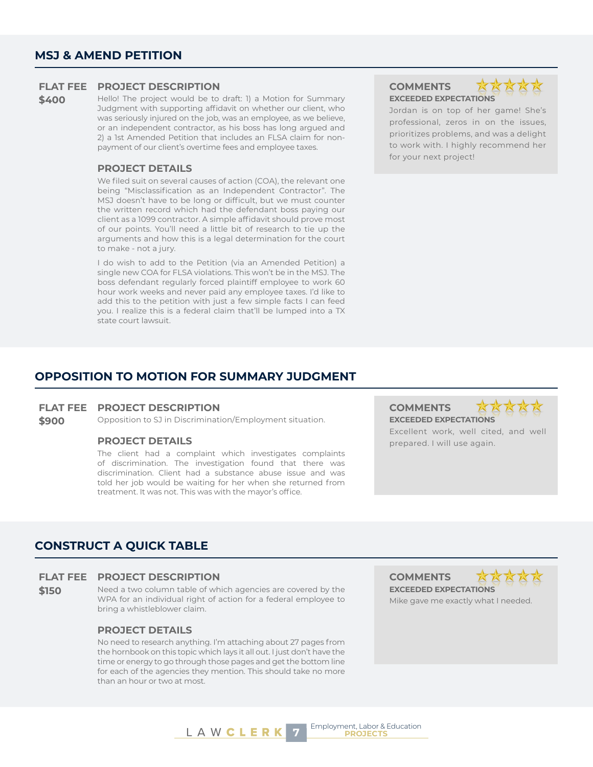## MSJ & AMEND PETITION

**FLAT FEE**
**$400**

### PROJECT DESCRIPTION

Hello! The project would be to draft: 1) a Motion for Summary Judgment with supporting affidavit on whether our client, who was seriously injured on the job, was an employee, as we believe, or an independent contractor, as his boss has long argued and 2) a 1st Amended Petition that includes an FLSA claim for non-payment of our client's overtime fees and employee taxes.

### PROJECT DETAILS

We filed suit on several causes of action (COA), the relevant one being "Misclassification as an Independent Contractor". The MSJ doesn't have to be long or difficult, but we must counter the written record which had the defendant boss paying our client as a 1099 contractor. A simple affidavit should prove most of our points. You'll need a little bit of research to tie up the arguments and how this is a legal determination for the court to make - not a jury.

I do wish to add to the Petition (via an Amended Petition) a single new COA for FLSA violations. This won't be in the MSJ. The boss defendant regularly forced plaintiff employee to work 60 hour work weeks and never paid any employee taxes. I'd like to add this to the petition with just a few simple facts I can feed you. I realize this is a federal claim that'll be lumped into a TX state court lawsuit.

### COMMENTS

★★★★★

**EXCEEDED EXPECTATIONS**

Jordan is on top of her game! She's professional, zeros in on the issues, prioritizes problems, and was a delight to work with. I highly recommend her for your next project!

## OPPOSITION TO MOTION FOR SUMMARY JUDGMENT

**FLAT FEE**
**$900**

### PROJECT DESCRIPTION

Opposition to SJ in Discrimination/Employment situation.

### PROJECT DETAILS

The client had a complaint which investigates complaints of discrimination. The investigation found that there was discrimination. Client had a substance abuse issue and was told her job would be waiting for her when she returned from treatment. It was not. This was with the mayor's office.

### COMMENTS

★★★★★

**EXCEEDED EXPECTATIONS**

Excellent work, well cited, and well prepared. I will use again.

## CONSTRUCT A QUICK TABLE

**FLAT FEE**
**$150**

### PROJECT DESCRIPTION

Need a two column table of which agencies are covered by the WPA for an individual right of action for a federal employee to bring a whistleblower claim.

### PROJECT DETAILS

No need to research anything. I'm attaching about 27 pages from the hornbook on this topic which lays it all out. I just don't have the time or energy to go through those pages and get the bottom line for each of the agencies they mention. This should take no more than an hour or two at most.

### COMMENTS

★★★★★

**EXCEEDED EXPECTATIONS**

Mike gave me exactly what I needed.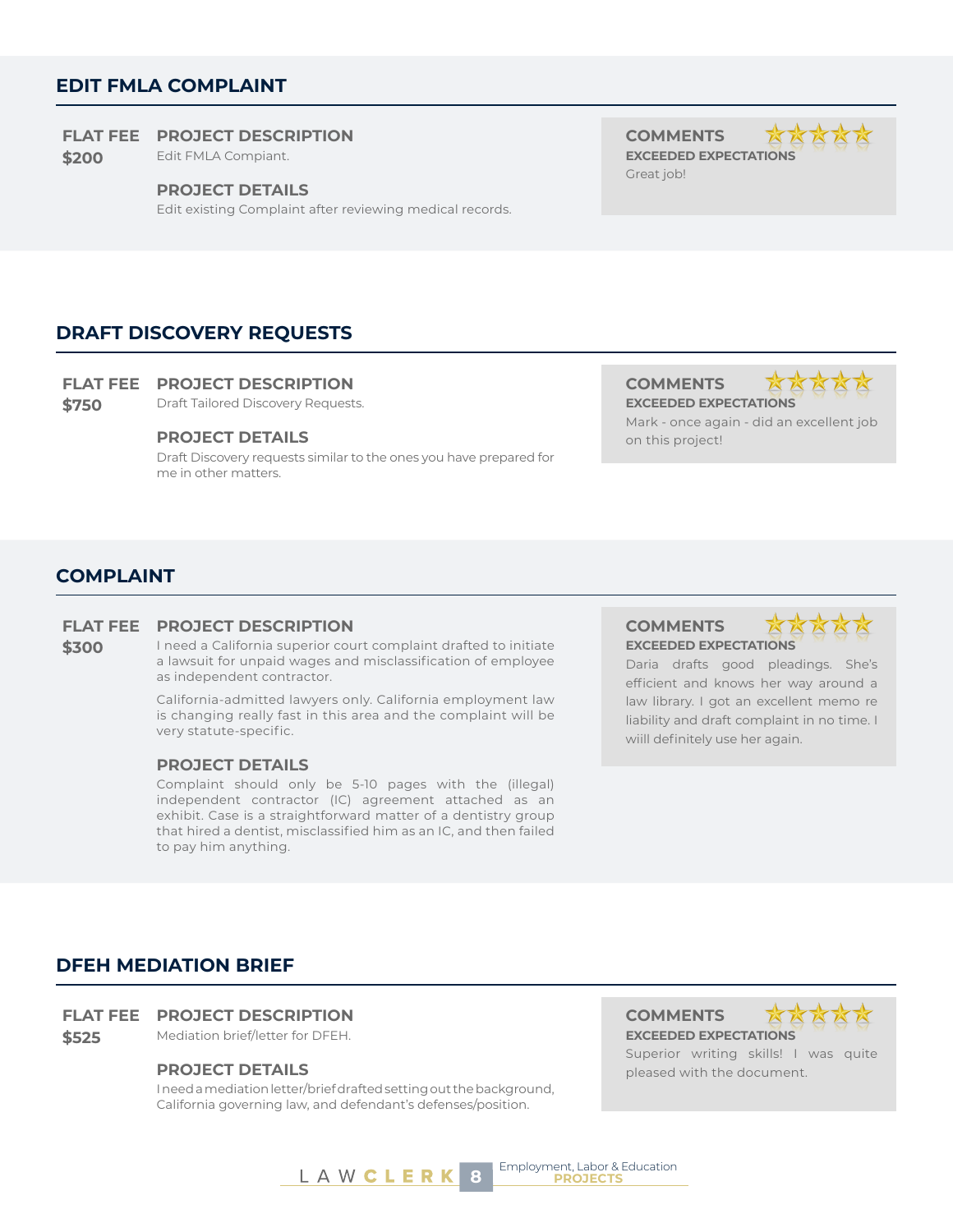## EDIT FMLA COMPLAINT

**FLAT FEE**
**$200**

**PROJECT DESCRIPTION**
Edit FMLA Compiant.

**PROJECT DETAILS**
Edit existing Complaint after reviewing medical records.

**COMMENTS** ★★★★★
**EXCEEDED EXPECTATIONS**
Great job!

## DRAFT DISCOVERY REQUESTS

**FLAT FEE**
**$750**

**PROJECT DESCRIPTION**
Draft Tailored Discovery Requests.

**PROJECT DETAILS**
Draft Discovery requests similar to the ones you have prepared for me in other matters.

**COMMENTS** ★★★★★
**EXCEEDED EXPECTATIONS**
Mark - once again - did an excellent job on this project!

## COMPLAINT

**FLAT FEE**
**$300**

**PROJECT DESCRIPTION**
I need a California superior court complaint drafted to initiate a lawsuit for unpaid wages and misclassification of employee as independent contractor.

California-admitted lawyers only. California employment law is changing really fast in this area and the complaint will be very statute-specific.

**PROJECT DETAILS**
Complaint should only be 5-10 pages with the (illegal) independent contractor (IC) agreement attached as an exhibit. Case is a straightforward matter of a dentistry group that hired a dentist, misclassified him as an IC, and then failed to pay him anything.

**COMMENTS** ★★★★★
**EXCEEDED EXPECTATIONS**
Daria drafts good pleadings. She's efficient and knows her way around a law library. I got an excellent memo re liability and draft complaint in no time. I wiill definitely use her again.

## DFEH MEDIATION BRIEF

**FLAT FEE**
**$525**

**PROJECT DESCRIPTION**
Mediation brief/letter for DFEH.

**PROJECT DETAILS**
I need a mediation letter/brief drafted setting out the background, California governing law, and defendant's defenses/position.

**COMMENTS** ★★★★★
**EXCEEDED EXPECTATIONS**
Superior writing skills! I was quite pleased with the document.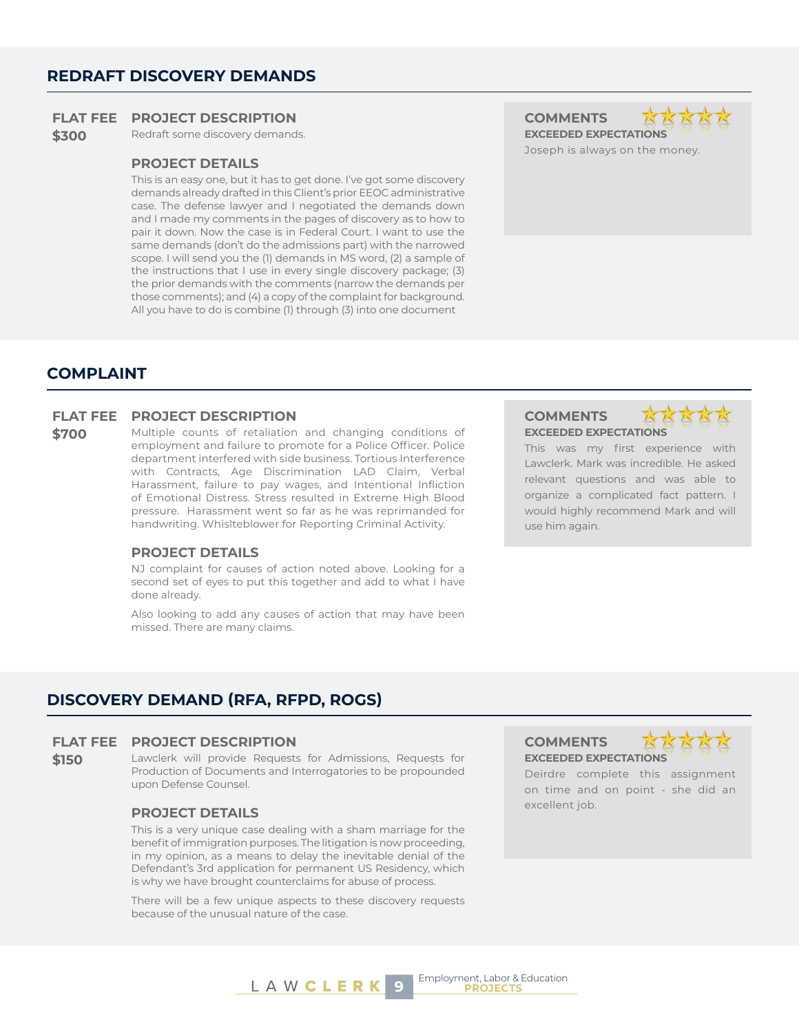## REDRAFT DISCOVERY DEMANDS

**FLAT FEE**
**$300**

### PROJECT DESCRIPTION

Redraft some discovery demands.

### PROJECT DETAILS

This is an easy one, but it has to get done. I've got some discovery demands already drafted in this Client's prior EEOC administrative case. The defense lawyer and I negotiated the demands down and I made my comments in the pages of discovery as to how to pair it down. Now the case is in Federal Court. I want to use the same demands (don't do the admissions part) with the narrowed scope. I will send you the (1) demands in MS word, (2) a sample of the instructions that I use in every single discovery package; (3) the prior demands with the comments (narrow the demands per those comments); and (4) a copy of the complaint for background. All you have to do is combine (1) through (3) into one document

### COMMENTS ★★★★★

**EXCEEDED EXPECTATIONS**

Joseph is always on the money.

## COMPLAINT

**FLAT FEE**
**$700**

### PROJECT DESCRIPTION

Multiple counts of retaliation and changing conditions of employment and failure to promote for a Police Officer. Police department interfered with side business. Tortious Interference with Contracts, Age Discrimination LAD Claim, Verbal Harassment, failure to pay wages, and Intentional Infliction of Emotional Distress. Stress resulted in Extreme High Blood pressure. Harassment went so far as he was reprimanded for handwriting. Whislteblower for Reporting Criminal Activity.

### PROJECT DETAILS

NJ complaint for causes of action noted above. Looking for a second set of eyes to put this together and add to what I have done already.

Also looking to add any causes of action that may have been missed. There are many claims.

### COMMENTS ★★★★★

**EXCEEDED EXPECTATIONS**

This was my first experience with Lawclerk. Mark was incredible. He asked relevant questions and was able to organize a complicated fact pattern. I would highly recommend Mark and will use him again.

## DISCOVERY DEMAND (RFA, RFPD, ROGS)

**FLAT FEE**
**$150**

### PROJECT DESCRIPTION

Lawclerk will provide Requests for Admissions, Requests for Production of Documents and Interrogatories to be propounded upon Defense Counsel.

### PROJECT DETAILS

This is a very unique case dealing with a sham marriage for the benefit of immigration purposes. The litigation is now proceeding, in my opinion, as a means to delay the inevitable denial of the Defendant's 3rd application for permanent US Residency, which is why we have brought counterclaims for abuse of process.

There will be a few unique aspects to these discovery requests because of the unusual nature of the case.

### COMMENTS ★★★★★

**EXCEEDED EXPECTATIONS**

Deirdre complete this assignment on time and on point - she did an excellent job.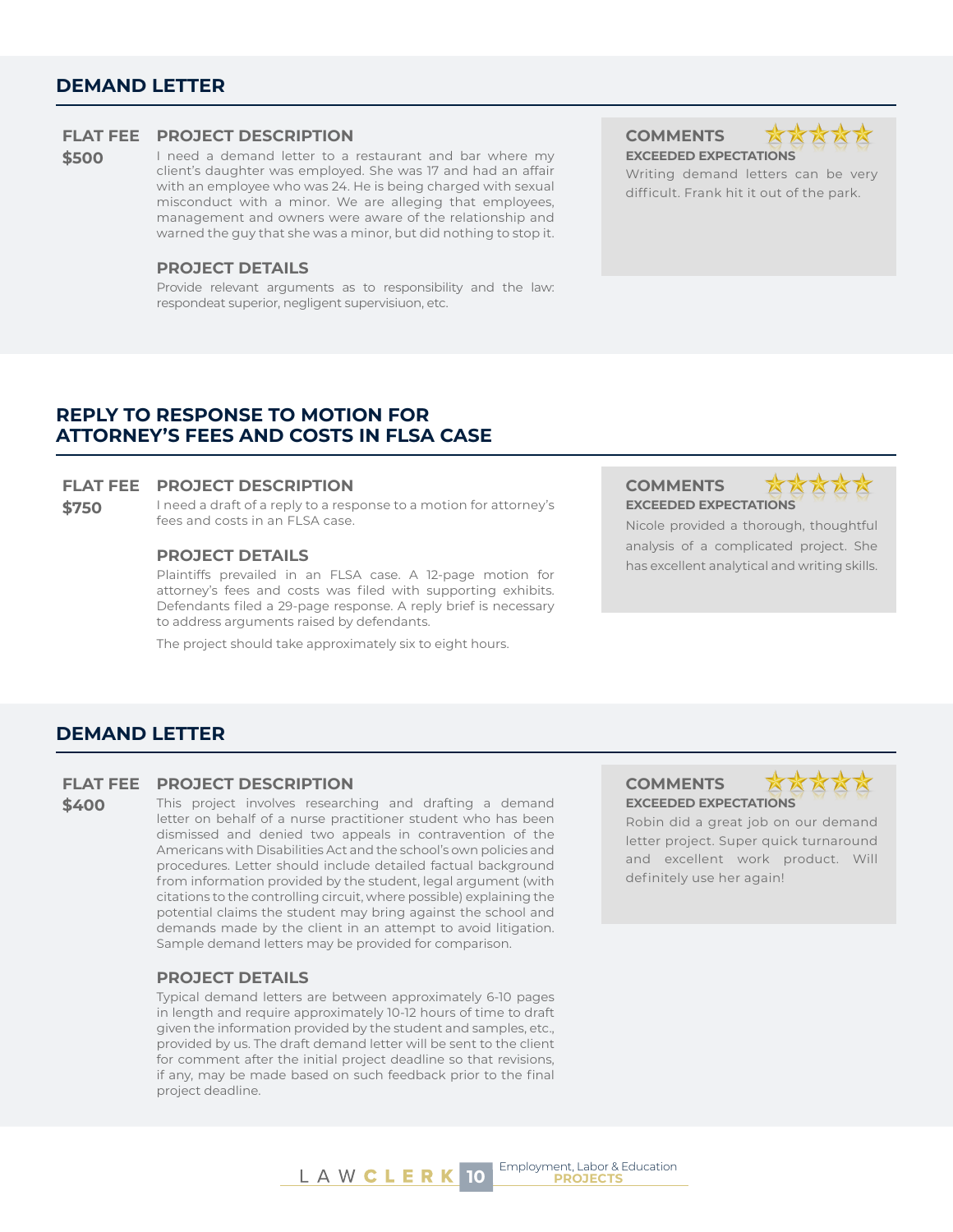## DEMAND LETTER

**FLAT FEE**
**$500**

### PROJECT DESCRIPTION

I need a demand letter to a restaurant and bar where my client's daughter was employed. She was 17 and had an affair with an employee who was 24. He is being charged with sexual misconduct with a minor. We are alleging that employees, management and owners were aware of the relationship and warned the guy that she was a minor, but did nothing to stop it.

### PROJECT DETAILS

Provide relevant arguments as to responsibility and the law: respondeat superior, negligent supervisiuon, etc.

### COMMENTS

**EXCEEDED EXPECTATIONS**

Writing demand letters can be very difficult. Frank hit it out of the park.

## REPLY TO RESPONSE TO MOTION FOR ATTORNEY'S FEES AND COSTS IN FLSA CASE

**FLAT FEE**
**$750**

### PROJECT DESCRIPTION

I need a draft of a reply to a response to a motion for attorney's fees and costs in an FLSA case.

### PROJECT DETAILS

Plaintiffs prevailed in an FLSA case. A 12-page motion for attorney's fees and costs was filed with supporting exhibits. Defendants filed a 29-page response. A reply brief is necessary to address arguments raised by defendants.

The project should take approximately six to eight hours.

### COMMENTS

**EXCEEDED EXPECTATIONS**

Nicole provided a thorough, thoughtful analysis of a complicated project. She has excellent analytical and writing skills.

## DEMAND LETTER

**FLAT FEE**
**$400**

### PROJECT DESCRIPTION

This project involves researching and drafting a demand letter on behalf of a nurse practitioner student who has been dismissed and denied two appeals in contravention of the Americans with Disabilities Act and the school's own policies and procedures. Letter should include detailed factual background from information provided by the student, legal argument (with citations to the controlling circuit, where possible) explaining the potential claims the student may bring against the school and demands made by the client in an attempt to avoid litigation. Sample demand letters may be provided for comparison.

### PROJECT DETAILS

Typical demand letters are between approximately 6-10 pages in length and require approximately 10-12 hours of time to draft given the information provided by the student and samples, etc., provided by us. The draft demand letter will be sent to the client for comment after the initial project deadline so that revisions, if any, may be made based on such feedback prior to the final project deadline.

### COMMENTS

**EXCEEDED EXPECTATIONS**

Robin did a great job on our demand letter project. Super quick turnaround and excellent work product. Will definitely use her again!